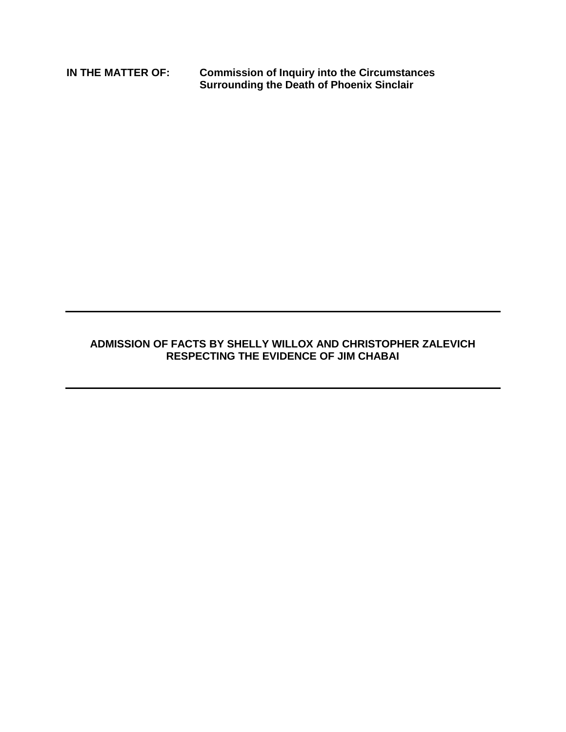**IN THE MATTER OF:** **Commission of Inquiry into the Circumstances Surrounding the Death of Phoenix Sinclair**

---

**ADMISSION OF FACTS BY SHELLY WILLOX AND CHRISTOPHER ZALEVICH RESPECTING THE EVIDENCE OF JIM CHABAI**

---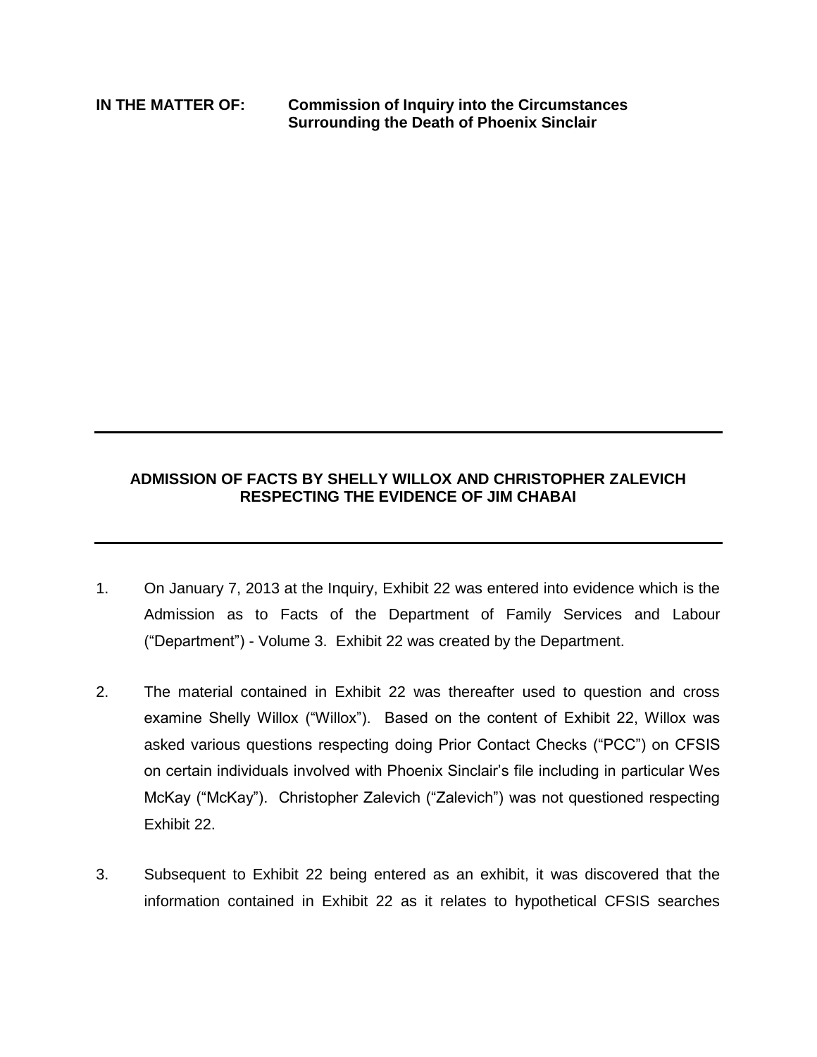**IN THE MATTER OF:** **Commission of Inquiry into the Circumstances Surrounding the Death of Phoenix Sinclair**

---

## ADMISSION OF FACTS BY SHELLY WILLOX AND CHRISTOPHER ZALEVICH RESPECTING THE EVIDENCE OF JIM CHABAI

---

1. On January 7, 2013 at the Inquiry, Exhibit 22 was entered into evidence which is the Admission as to Facts of the Department of Family Services and Labour ("Department") - Volume 3. Exhibit 22 was created by the Department.

2. The material contained in Exhibit 22 was thereafter used to question and cross examine Shelly Willox ("Willox"). Based on the content of Exhibit 22, Willox was asked various questions respecting doing Prior Contact Checks ("PCC") on CFSIS on certain individuals involved with Phoenix Sinclair's file including in particular Wes McKay ("McKay"). Christopher Zalevich ("Zalevich") was not questioned respecting Exhibit 22.

3. Subsequent to Exhibit 22 being entered as an exhibit, it was discovered that the information contained in Exhibit 22 as it relates to hypothetical CFSIS searches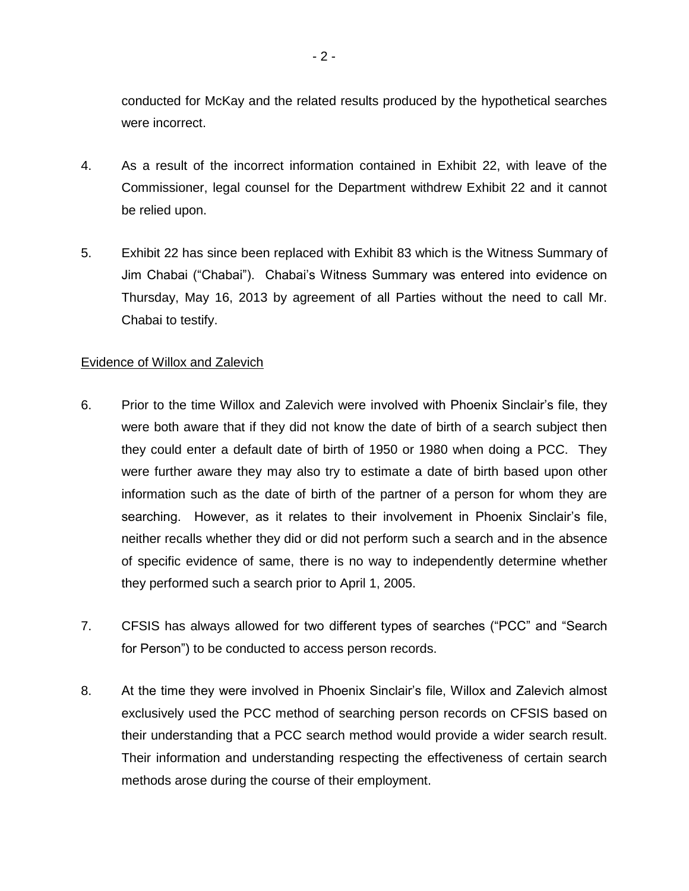conducted for McKay and the related results produced by the hypothetical searches were incorrect.

4. As a result of the incorrect information contained in Exhibit 22, with leave of the Commissioner, legal counsel for the Department withdrew Exhibit 22 and it cannot be relied upon.

5. Exhibit 22 has since been replaced with Exhibit 83 which is the Witness Summary of Jim Chabai ("Chabai"). Chabai's Witness Summary was entered into evidence on Thursday, May 16, 2013 by agreement of all Parties without the need to call Mr. Chabai to testify.

<u>Evidence of Willox and Zalevich</u>

6. Prior to the time Willox and Zalevich were involved with Phoenix Sinclair's file, they were both aware that if they did not know the date of birth of a search subject then they could enter a default date of birth of 1950 or 1980 when doing a PCC. They were further aware they may also try to estimate a date of birth based upon other information such as the date of birth of the partner of a person for whom they are searching. However, as it relates to their involvement in Phoenix Sinclair's file, neither recalls whether they did or did not perform such a search and in the absence of specific evidence of same, there is no way to independently determine whether they performed such a search prior to April 1, 2005.

7. CFSIS has always allowed for two different types of searches ("PCC" and "Search for Person") to be conducted to access person records.

8. At the time they were involved in Phoenix Sinclair's file, Willox and Zalevich almost exclusively used the PCC method of searching person records on CFSIS based on their understanding that a PCC search method would provide a wider search result. Their information and understanding respecting the effectiveness of certain search methods arose during the course of their employment.